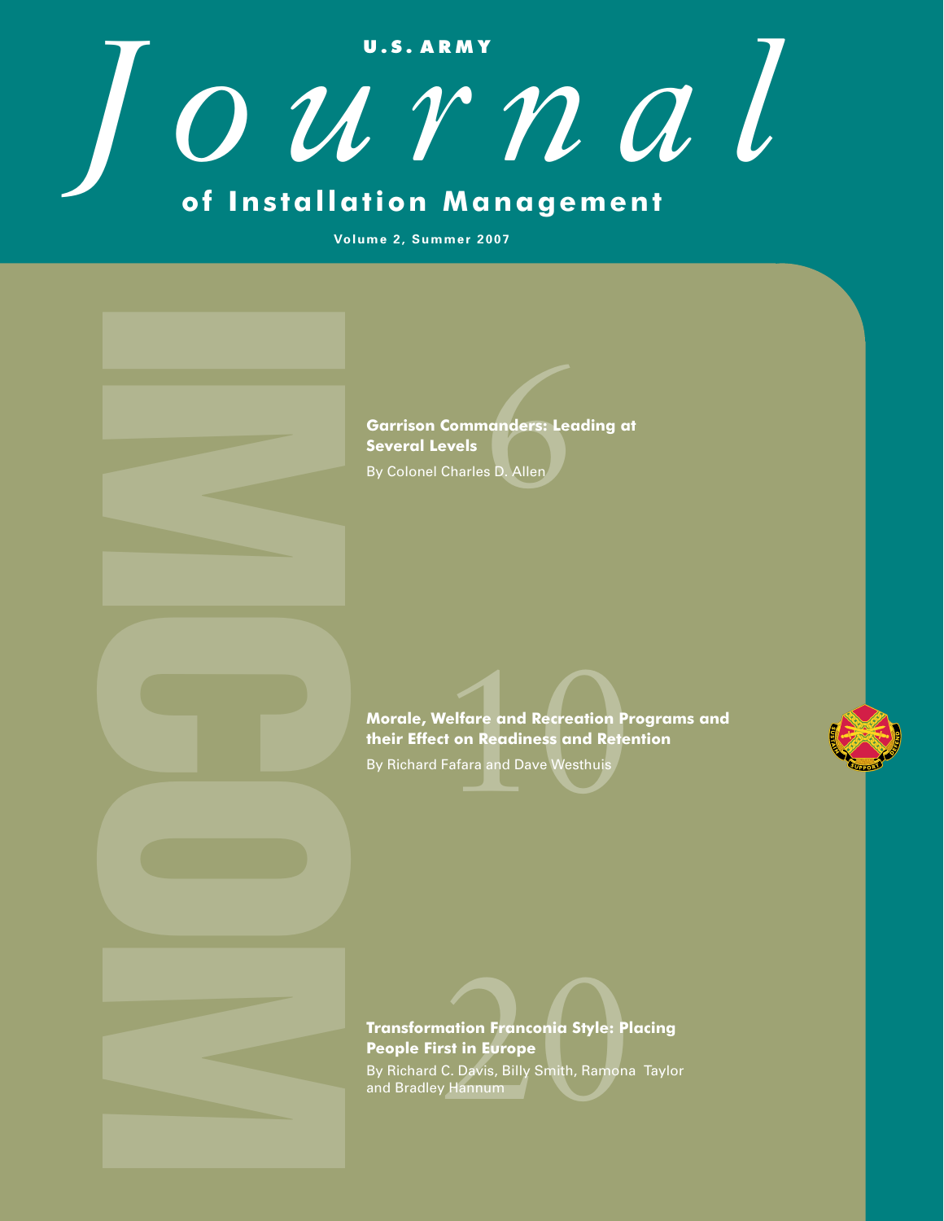# U.S. ARMY *Journal* of Installation Management

**Volume 2, Summer 2007**

IMCOM

6

**Garrison Commanders: Leading at Several Levels**

By Colonel Charles D. Allen

10

**Morale, Welfare and Recreation Programs and their Effect on Readiness and Retention**

By Richard Fafara and Dave Westhuis

20

**Transformation Franconia Style: Placing People First in Europe**

By Richard C. Davis, Billy Smith, Ramona Taylor and Bradley Hannum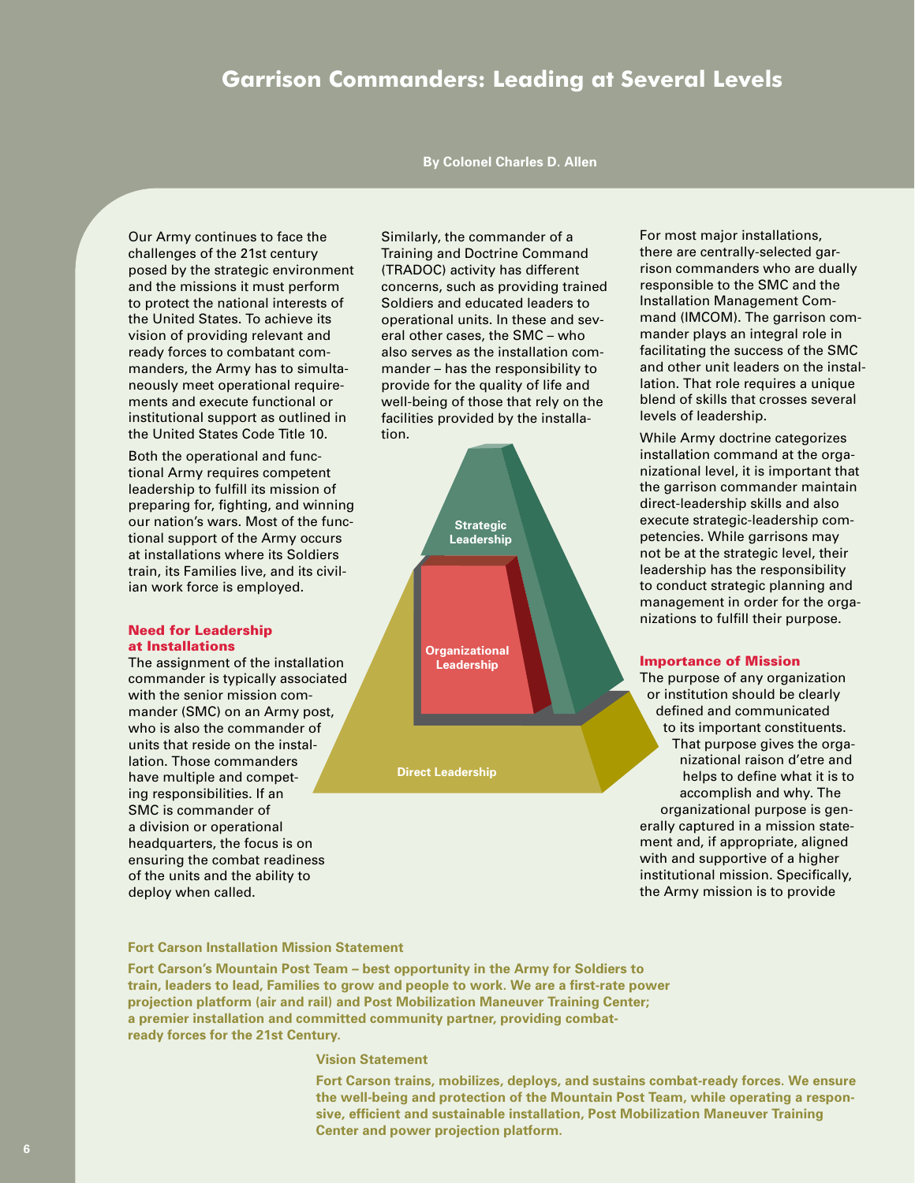# Garrison Commanders: Leading at Several Levels

**By Colonel Charles D. Allen**

Our Army continues to face the challenges of the 21st century posed by the strategic environment and the missions it must perform to protect the national interests of the United States. To achieve its vision of providing relevant and ready forces to combatant commanders, the Army has to simultaneously meet operational requirements and execute functional or institutional support as outlined in the United States Code Title 10.

Both the operational and functional Army requires competent leadership to fulfill its mission of preparing for, fighting, and winning our nation's wars. Most of the functional support of the Army occurs at installations where its Soldiers train, its Families live, and its civilian work force is employed.

## Need for Leadership at Installations

The assignment of the installation commander is typically associated with the senior mission commander (SMC) on an Army post, who is also the commander of units that reside on the installation. Those commanders have multiple and competing responsibilities. If an SMC is commander of a division or operational headquarters, the focus is on ensuring the combat readiness of the units and the ability to deploy when called.

Similarly, the commander of a Training and Doctrine Command (TRADOC) activity has different concerns, such as providing trained Soldiers and educated leaders to operational units. In these and several other cases, the SMC – who also serves as the installation commander – has the responsibility to provide for the quality of life and well-being of those that rely on the facilities provided by the installation.

Strategic Leadership

Organizational Leadership

Direct Leadership

For most major installations, there are centrally-selected garrison commanders who are dually responsible to the SMC and the Installation Management Command (IMCOM). The garrison commander plays an integral role in facilitating the success of the SMC and other unit leaders on the installation. That role requires a unique blend of skills that crosses several levels of leadership.

While Army doctrine categorizes installation command at the organizational level, it is important that the garrison commander maintain direct-leadership skills and also execute strategic-leadership competencies. While garrisons may not be at the strategic level, their leadership has the responsibility to conduct strategic planning and management in order for the organizations to fulfill their purpose.

## Importance of Mission

The purpose of any organization or institution should be clearly defined and communicated to its important constituents. That purpose gives the organizational raison d'etre and helps to define what it is to accomplish and why. The organizational purpose is generally captured in a mission statement and, if appropriate, aligned with and supportive of a higher institutional mission. Specifically, the Army mission is to provide

**Fort Carson Installation Mission Statement**

**Fort Carson's Mountain Post Team – best opportunity in the Army for Soldiers to train, leaders to lead, Families to grow and people to work. We are a first-rate power projection platform (air and rail) and Post Mobilization Maneuver Training Center; a premier installation and committed community partner, providing combat-ready forces for the 21st Century.**

**Vision Statement**

**Fort Carson trains, mobilizes, deploys, and sustains combat-ready forces. We ensure the well-being and protection of the Mountain Post Team, while operating a responsive, efficient and sustainable installation, Post Mobilization Maneuver Training Center and power projection platform.**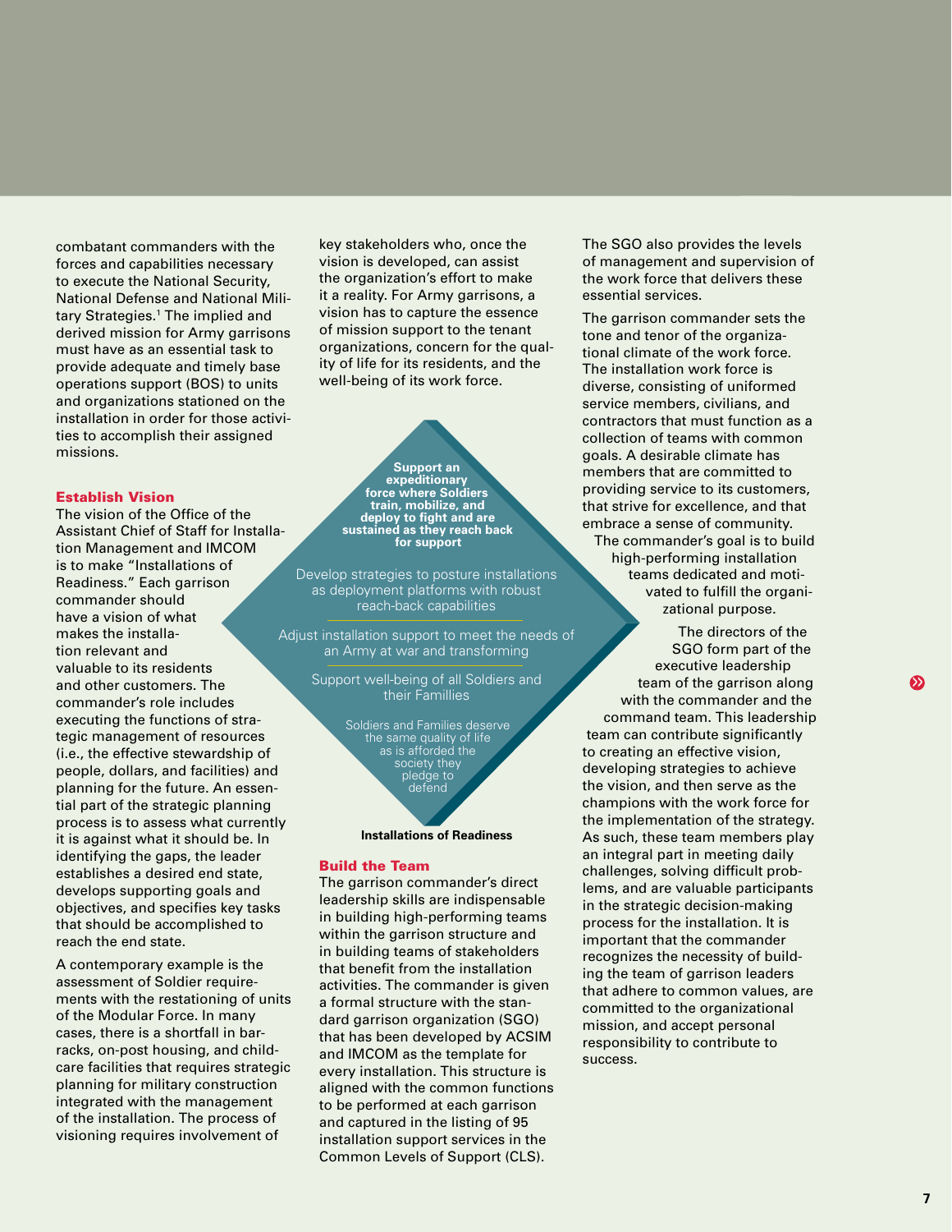combatant commanders with the forces and capabilities necessary to execute the National Security, National Defense and National Military Strategies.[1] The implied and derived mission for Army garrisons must have as an essential task to provide adequate and timely base operations support (BOS) to units and organizations stationed on the installation in order for those activities to accomplish their assigned missions.

### Establish Vision

The vision of the Office of the Assistant Chief of Staff for Installation Management and IMCOM is to make "Installations of Readiness." Each garrison commander should have a vision of what makes the installation relevant and valuable to its residents and other customers. The commander's role includes executing the functions of strategic management of resources (i.e., the effective stewardship of people, dollars, and facilities) and planning for the future. An essential part of the strategic planning process is to assess what currently it is against what it should be. In identifying the gaps, the leader establishes a desired end state, develops supporting goals and objectives, and specifies key tasks that should be accomplished to reach the end state.

A contemporary example is the assessment of Soldier requirements with the restationing of units of the Modular Force. In many cases, there is a shortfall in barracks, on-post housing, and child-care facilities that requires strategic planning for military construction integrated with the management of the installation. The process of visioning requires involvement of key stakeholders who, once the vision is developed, can assist the organization's effort to make it a reality. For Army garrisons, a vision has to capture the essence of mission support to the tenant organizations, concern for the quality of life for its residents, and the well-being of its work force.

**Support an expeditionary force where Soldiers train, mobilize, and deploy to fight and are sustained as they reach back for support**

Develop strategies to posture installations as deployment platforms with robust reach-back capabilities

Adjust installation support to meet the needs of an Army at war and transforming

Support well-being of all Soldiers and their Famillies

Soldiers and Families deserve the same quality of life as is afforded the society they pledge to defend

**Installations of Readiness**

### Build the Team

The garrison commander's direct leadership skills are indispensable in building high-performing teams within the garrison structure and in building teams of stakeholders that benefit from the installation activities. The commander is given a formal structure with the standard garrison organization (SGO) that has been developed by ACSIM and IMCOM as the template for every installation. This structure is aligned with the common functions to be performed at each garrison and captured in the listing of 95 installation support services in the Common Levels of Support (CLS). The SGO also provides the levels of management and supervision of the work force that delivers these essential services.

The garrison commander sets the tone and tenor of the organizational climate of the work force. The installation work force is diverse, consisting of uniformed service members, civilians, and contractors that must function as a collection of teams with common goals. A desirable climate has members that are committed to providing service to its customers, that strive for excellence, and that embrace a sense of community. The commander's goal is to build high-performing installation teams dedicated and motivated to fulfill the organizational purpose.

The directors of the SGO form part of the executive leadership team of the garrison along with the commander and the command team. This leadership team can contribute significantly to creating an effective vision, developing strategies to achieve the vision, and then serve as the champions with the work force for the implementation of the strategy. As such, these team members play an integral part in meeting daily challenges, solving difficult problems, and are valuable participants in the strategic decision-making process for the installation. It is important that the commander recognizes the necessity of building the team of garrison leaders that adhere to common values, are committed to the organizational mission, and accept personal responsibility to contribute to success.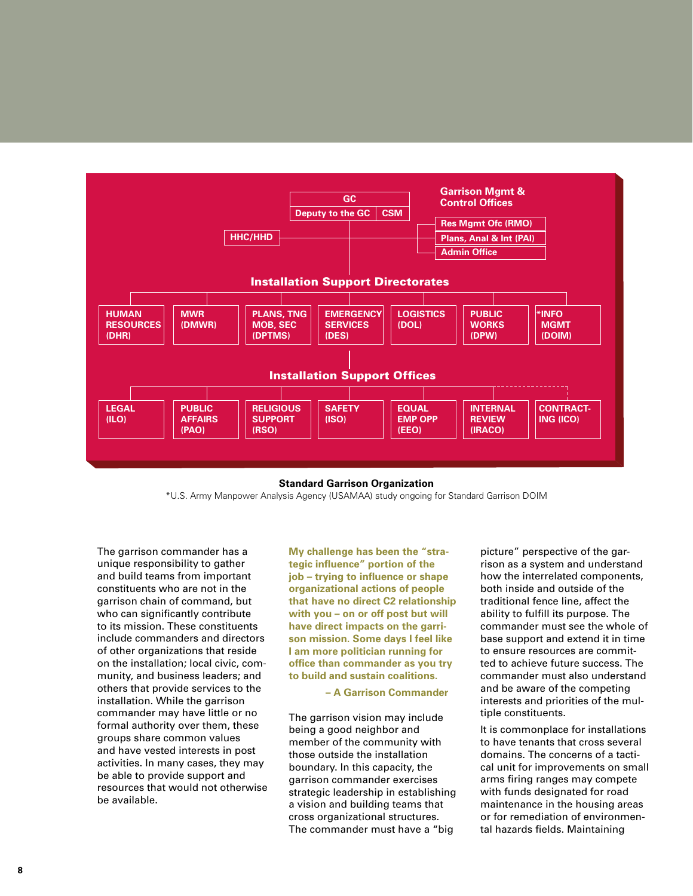**GC**

Deputy to the GC | CSM

HHC/HHD

**Garrison Mgmt & Control Offices**

- Res Mgmt Ofc (RMO)
- Plans, Anal & Int (PAI)
- Admin Office

**Installation Support Directorates**

| HUMAN RESOURCES (DHR) | MWR (DMWR) | PLANS, TNG MOB, SEC (DPTMS) | EMERGENCY SERVICES (DES) | LOGISTICS (DOL) | PUBLIC WORKS (DPW) | *INFO MGMT (DOIM) |
|---|---|---|---|---|---|---|

**Installation Support Offices**

| LEGAL (ILO) | PUBLIC AFFAIRS (PAO) | RELIGIOUS SUPPORT (RSO) | SAFETY (ISO) | EQUAL EMP OPP (EEO) | INTERNAL REVIEW (IRACO) | CONTRACTING (ICO) |
|---|---|---|---|---|---|---|

**Standard Garrison Organization**

*U.S. Army Manpower Analysis Agency (USAMAA) study ongoing for Standard Garrison DOIM

The garrison commander has a unique responsibility to gather and build teams from important constituents who are not in the garrison chain of command, but who can significantly contribute to its mission. These constituents include commanders and directors of other organizations that reside on the installation; local civic, community, and business leaders; and others that provide services to the installation. While the garrison commander may have little or no formal authority over them, these groups share common values and have vested interests in post activities. In many cases, they may be able to provide support and resources that would not otherwise be available.

**My challenge has been the "strategic influence" portion of the job – trying to influence or shape organizational actions of people that have no direct C2 relationship with you – on or off post but will have direct impacts on the garrison mission. Some days I feel like I am more politician running for office than commander as you try to build and sustain coalitions.**

**– A Garrison Commander**

The garrison vision may include being a good neighbor and member of the community with those outside the installation boundary. In this capacity, the garrison commander exercises strategic leadership in establishing a vision and building teams that cross organizational structures. The commander must have a "big picture" perspective of the garrison as a system and understand how the interrelated components, both inside and outside of the traditional fence line, affect the ability to fulfill its purpose. The commander must see the whole of base support and extend it in time to ensure resources are committed to achieve future success. The commander must also understand and be aware of the competing interests and priorities of the multiple constituents.

It is commonplace for installations to have tenants that cross several domains. The concerns of a tactical unit for improvements on small arms firing ranges may compete with funds designated for road maintenance in the housing areas or for remediation of environmental hazards fields. Maintaining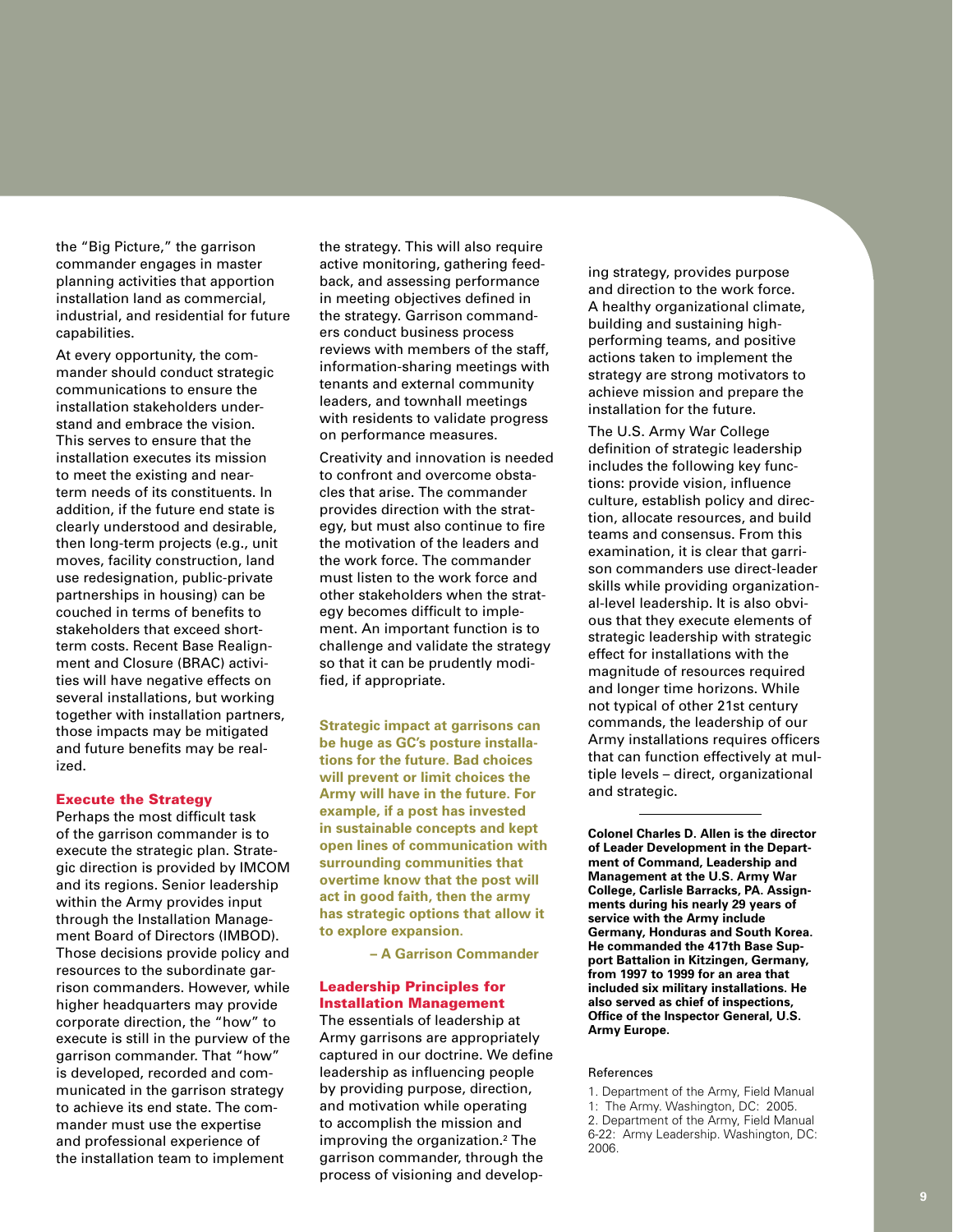the "Big Picture," the garrison commander engages in master planning activities that apportion installation land as commercial, industrial, and residential for future capabilities.

At every opportunity, the commander should conduct strategic communications to ensure the installation stakeholders understand and embrace the vision. This serves to ensure that the installation executes its mission to meet the existing and near-term needs of its constituents. In addition, if the future end state is clearly understood and desirable, then long-term projects (e.g., unit moves, facility construction, land use redesignation, public-private partnerships in housing) can be couched in terms of benefits to stakeholders that exceed short-term costs. Recent Base Realignment and Closure (BRAC) activities will have negative effects on several installations, but working together with installation partners, those impacts may be mitigated and future benefits may be realized.

## Execute the Strategy

Perhaps the most difficult task of the garrison commander is to execute the strategic plan. Strategic direction is provided by IMCOM and its regions. Senior leadership within the Army provides input through the Installation Management Board of Directors (IMBOD). Those decisions provide policy and resources to the subordinate garrison commanders. However, while higher headquarters may provide corporate direction, the "how" to execute is still in the purview of the garrison commander. That "how" is developed, recorded and communicated in the garrison strategy to achieve its end state. The commander must use the expertise and professional experience of the installation team to implement the strategy. This will also require active monitoring, gathering feedback, and assessing performance in meeting objectives defined in the strategy. Garrison commanders conduct business process reviews with members of the staff, information-sharing meetings with tenants and external community leaders, and townhall meetings with residents to validate progress on performance measures.

Creativity and innovation is needed to confront and overcome obstacles that arise. The commander provides direction with the strategy, but must also continue to fire the motivation of the leaders and the work force. The commander must listen to the work force and other stakeholders when the strategy becomes difficult to implement. An important function is to challenge and validate the strategy so that it can be prudently modified, if appropriate.

**Strategic impact at garrisons can be huge as GC's posture installations for the future. Bad choices will prevent or limit choices the Army will have in the future. For example, if a post has invested in sustainable concepts and kept open lines of communication with surrounding communities that overtime know that the post will act in good faith, then the army has strategic options that allow it to explore expansion.**

**– A Garrison Commander**

## Leadership Principles for Installation Management

The essentials of leadership at Army garrisons are appropriately captured in our doctrine. We define leadership as influencing people by providing purpose, direction, and motivation while operating to accomplish the mission and improving the organization.[2] The garrison commander, through the process of visioning and developing strategy, provides purpose and direction to the work force. A healthy organizational climate, building and sustaining high-performing teams, and positive actions taken to implement the strategy are strong motivators to achieve mission and prepare the installation for the future.

The U.S. Army War College definition of strategic leadership includes the following key functions: provide vision, influence culture, establish policy and direction, allocate resources, and build teams and consensus. From this examination, it is clear that garrison commanders use direct-leader skills while providing organizational-level leadership. It is also obvious that they execute elements of strategic leadership with strategic effect for installations with the magnitude of resources required and longer time horizons. While not typical of other 21st century commands, the leadership of our Army installations requires officers that can function effectively at multiple levels – direct, organizational and strategic.

---

**Colonel Charles D. Allen is the director of Leader Development in the Department of Command, Leadership and Management at the U.S. Army War College, Carlisle Barracks, PA. Assignments during his nearly 29 years of service with the Army include Germany, Honduras and South Korea. He commanded the 417th Base Support Battalion in Kitzingen, Germany, from 1997 to 1999 for an area that included six military installations. He also served as chief of inspections, Office of the Inspector General, U.S. Army Europe.**

References

1. Department of the Army, Field Manual 1: The Army. Washington, DC: 2005.
2. Department of the Army, Field Manual 6-22: Army Leadership. Washington, DC: 2006.